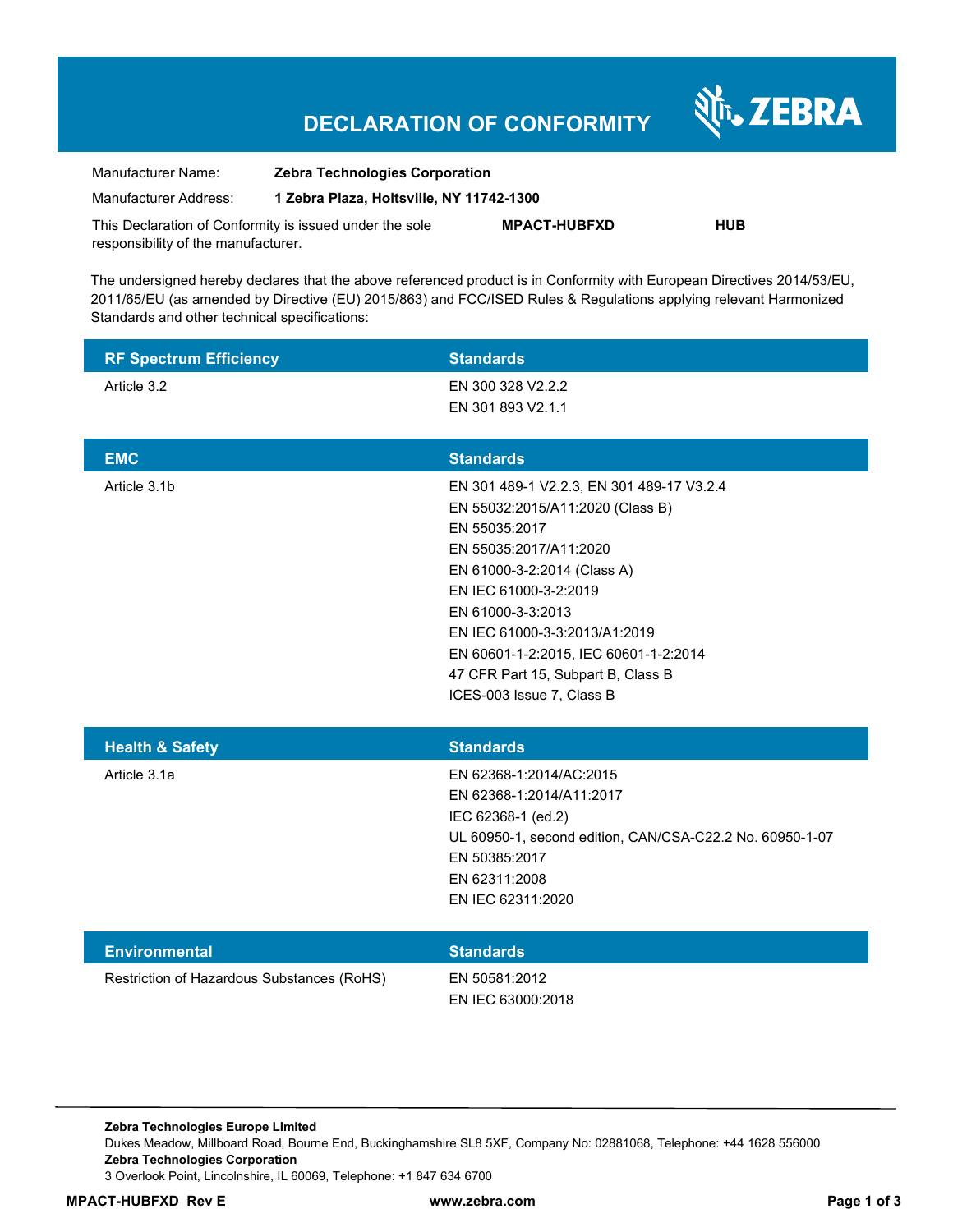# DECLARATION OF CONFORMITY

ZEBRA

| | |
|---|---|
| Manufacturer Name: | **Zebra Technologies Corporation** |
| Manufacturer Address: | **1 Zebra Plaza, Holtsville, NY 11742-1300** |

This Declaration of Conformity is issued under the sole responsibility of the manufacturer. **MPACT-HUBFXD** **HUB**

The undersigned hereby declares that the above referenced product is in Conformity with European Directives 2014/53/EU, 2011/65/EU (as amended by Directive (EU) 2015/863) and FCC/ISED Rules & Regulations applying relevant Harmonized Standards and other technical specifications:

| RF Spectrum Efficiency | Standards |
|---|---|
| Article 3.2 | EN 300 328 V2.2.2<br>EN 301 893 V2.1.1 |

| EMC | Standards |
|---|---|
| Article 3.1b | EN 301 489-1 V2.2.3, EN 301 489-17 V3.2.4<br>EN 55032:2015/A11:2020 (Class B)<br>EN 55035:2017<br>EN 55035:2017/A11:2020<br>EN 61000-3-2:2014 (Class A)<br>EN IEC 61000-3-2:2019<br>EN 61000-3-3:2013<br>EN IEC 61000-3-3:2013/A1:2019<br>EN 60601-1-2:2015, IEC 60601-1-2:2014<br>47 CFR Part 15, Subpart B, Class B<br>ICES-003 Issue 7, Class B |

| Health & Safety | Standards |
|---|---|
| Article 3.1a | EN 62368-1:2014/AC:2015<br>EN 62368-1:2014/A11:2017<br>IEC 62368-1 (ed.2)<br>UL 60950-1, second edition, CAN/CSA-C22.2 No. 60950-1-07<br>EN 50385:2017<br>EN 62311:2008<br>EN IEC 62311:2020 |

| Environmental | Standards |
|---|---|
| Restriction of Hazardous Substances (RoHS) | EN 50581:2012<br>EN IEC 63000:2018 |

**Zebra Technologies Europe Limited**
Dukes Meadow, Millboard Road, Bourne End, Buckinghamshire SL8 5XF, Company No: 02881068, Telephone: +44 1628 556000
**Zebra Technologies Corporation**
3 Overlook Point, Lincolnshire, IL 60069, Telephone: +1 847 634 6700

**MPACT-HUBFXD Rev E** **www.zebra.com**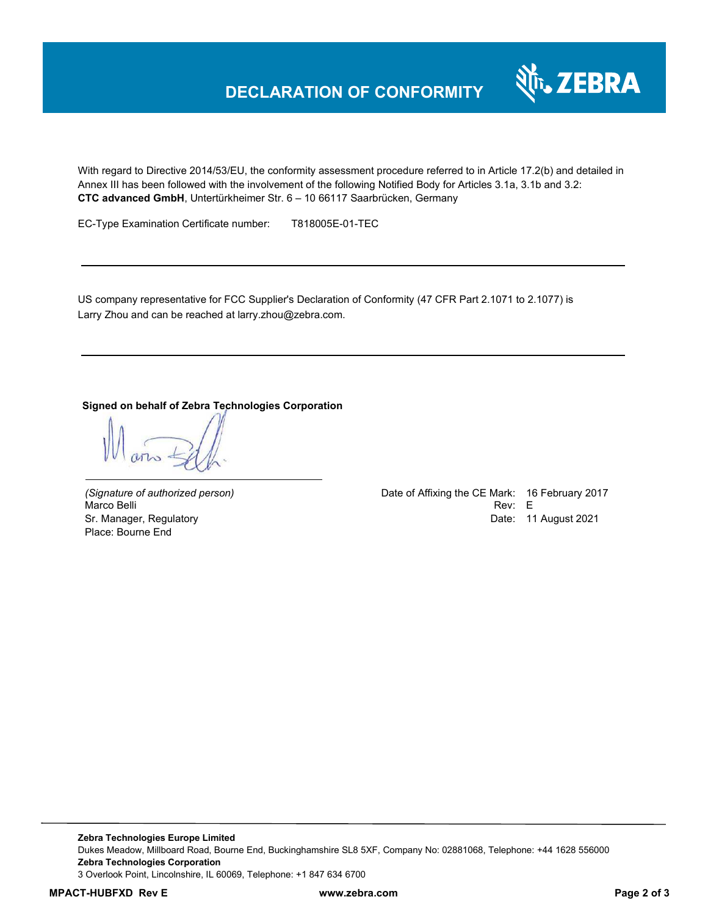# DECLARATION OF CONFORMITY

With regard to Directive 2014/53/EU, the conformity assessment procedure referred to in Article 17.2(b) and detailed in Annex III has been followed with the involvement of the following Notified Body for Articles 3.1a, 3.1b and 3.2:
**CTC advanced GmbH**, Untertürkheimer Str. 6 – 10 66117 Saarbrücken, Germany

EC-Type Examination Certificate number: T818005E-01-TEC

---

US company representative for FCC Supplier's Declaration of Conformity (47 CFR Part 2.1071 to 2.1077) is Larry Zhou and can be reached at larry.zhou@zebra.com.

---

**Signed on behalf of Zebra Technologies Corporation**

*(Signature of authorized person)*
Marco Belli
Sr. Manager, Regulatory
Place: Bourne End

Date of Affixing the CE Mark: 16 February 2017
Rev: E
Date: 11 August 2021

---

**Zebra Technologies Europe Limited**
Dukes Meadow, Millboard Road, Bourne End, Buckinghamshire SL8 5XF, Company No: 02881068, Telephone: +44 1628 556000
**Zebra Technologies Corporation**
3 Overlook Point, Lincolnshire, IL 60069, Telephone: +1 847 634 6700

**MPACT-HUBFXD Rev E** **www.zebra.com**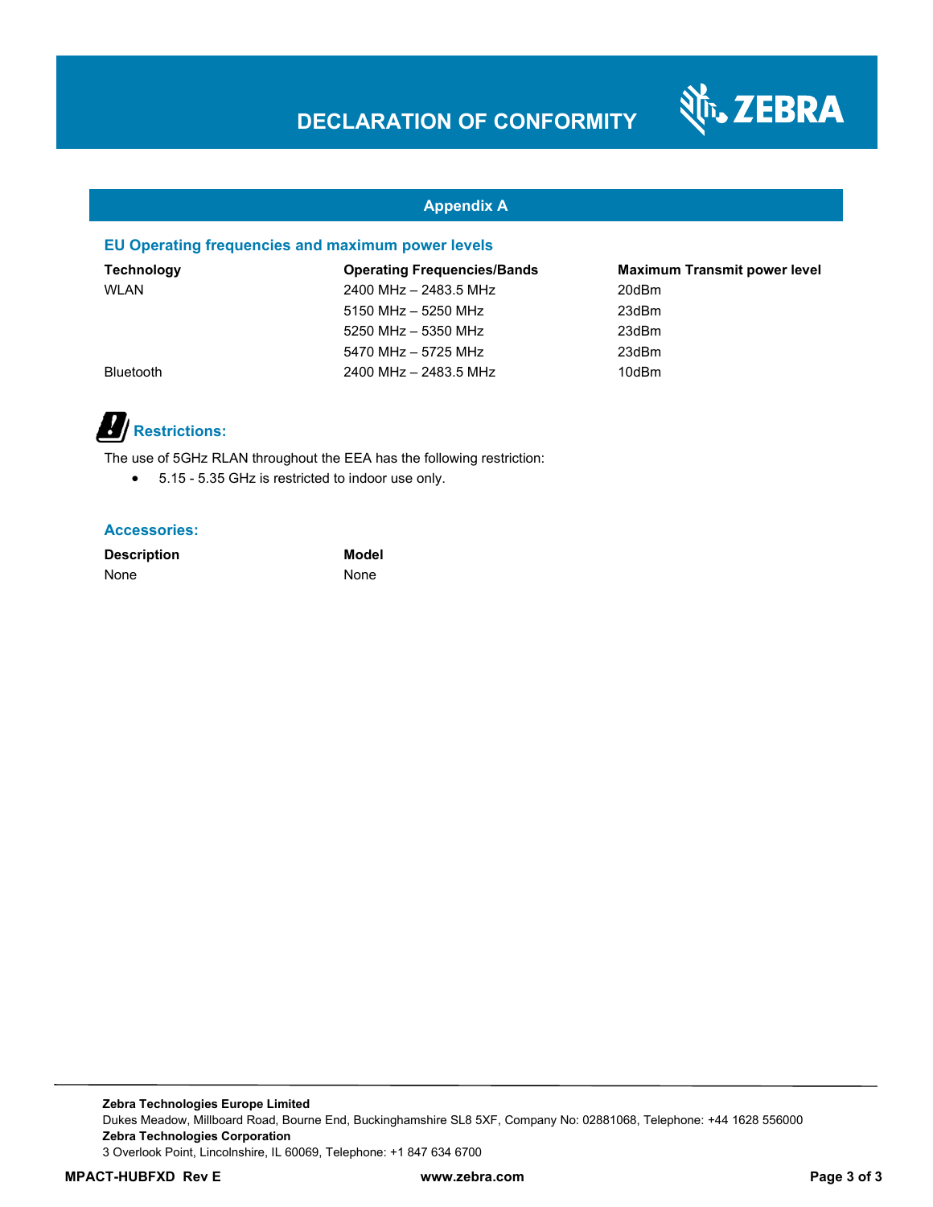# DECLARATION OF CONFORMITY

## Appendix A

### EU Operating frequencies and maximum power levels

| Technology | Operating Frequencies/Bands | Maximum Transmit power level |
|---|---|---|
| WLAN | 2400 MHz – 2483.5 MHz | 20dBm |
| | 5150 MHz – 5250 MHz | 23dBm |
| | 5250 MHz – 5350 MHz | 23dBm |
| | 5470 MHz – 5725 MHz | 23dBm |
| Bluetooth | 2400 MHz – 2483.5 MHz | 10dBm |

### Restrictions:

The use of 5GHz RLAN throughout the EEA has the following restriction:

- 5.15 - 5.35 GHz is restricted to indoor use only.

### Accessories:

| Description | Model |
|---|---|
| None | None |

**Zebra Technologies Europe Limited**
Dukes Meadow, Millboard Road, Bourne End, Buckinghamshire SL8 5XF, Company No: 02881068, Telephone: +44 1628 556000
**Zebra Technologies Corporation**
3 Overlook Point, Lincolnshire, IL 60069, Telephone: +1 847 634 6700

**MPACT-HUBFXD Rev E** **www.zebra.com**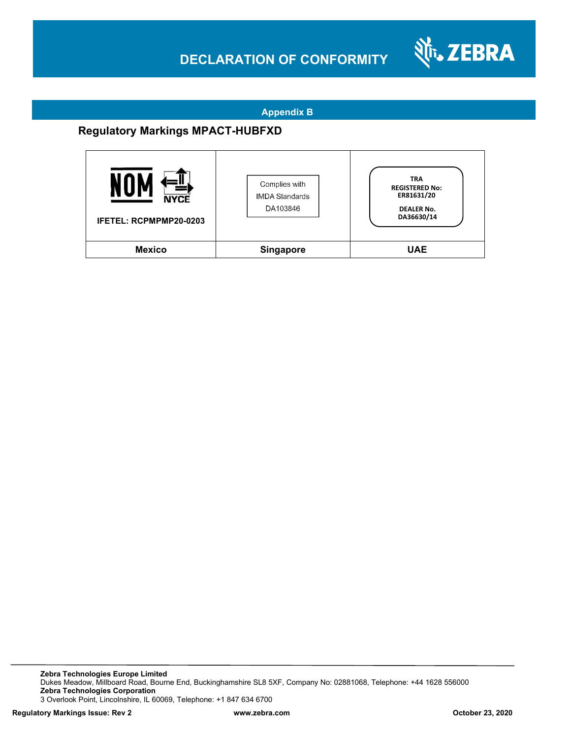## Appendix B

### Regulatory Markings MPACT-HUBFXD

| | | |
|---|---|---|
| NOM NYCE<br>IFETEL: RCPMPMP20-0203 | Complies with<br>IMDA Standards<br>DA103846 | TRA<br>REGISTERED No:<br>ER81631/20<br>DEALER No.<br>DA36630/14 |
| **Mexico** | **Singapore** | **UAE** |

**Zebra Technologies Europe Limited**
Dukes Meadow, Millboard Road, Bourne End, Buckinghamshire SL8 5XF, Company No: 02881068, Telephone: +44 1628 556000
**Zebra Technologies Corporation**
3 Overlook Point, Lincolnshire, IL 60069, Telephone: +1 847 634 6700

**Regulatory Markings Issue: Rev 2** **www.zebra.com** **October 23, 2020**